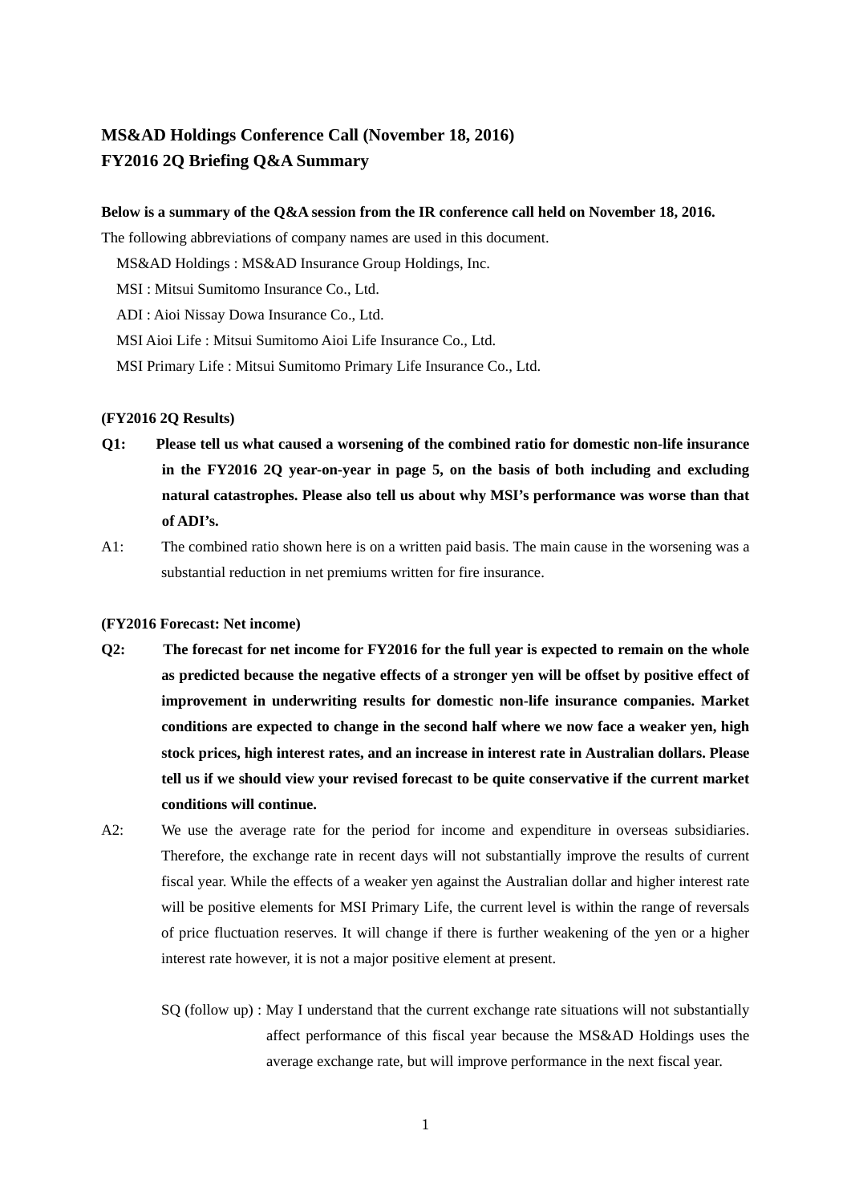# MS&AD Holdings Conference Call (November 18, 2016)
# FY2016 2Q Briefing Q&A Summary

**Below is a summary of the Q&A session from the IR conference call held on November 18, 2016.**

The following abbreviations of company names are used in this document.

MS&AD Holdings : MS&AD Insurance Group Holdings, Inc.

MSI : Mitsui Sumitomo Insurance Co., Ltd.

ADI : Aioi Nissay Dowa Insurance Co., Ltd.

MSI Aioi Life : Mitsui Sumitomo Aioi Life Insurance Co., Ltd.

MSI Primary Life : Mitsui Sumitomo Primary Life Insurance Co., Ltd.

**(FY2016 2Q Results)**

**Q1: Please tell us what caused a worsening of the combined ratio for domestic non-life insurance in the FY2016 2Q year-on-year in page 5, on the basis of both including and excluding natural catastrophes. Please also tell us about why MSI's performance was worse than that of ADI's.**

A1: The combined ratio shown here is on a written paid basis. The main cause in the worsening was a substantial reduction in net premiums written for fire insurance.

**(FY2016 Forecast: Net income)**

**Q2: The forecast for net income for FY2016 for the full year is expected to remain on the whole as predicted because the negative effects of a stronger yen will be offset by positive effect of improvement in underwriting results for domestic non-life insurance companies. Market conditions are expected to change in the second half where we now face a weaker yen, high stock prices, high interest rates, and an increase in interest rate in Australian dollars. Please tell us if we should view your revised forecast to be quite conservative if the current market conditions will continue.**

A2: We use the average rate for the period for income and expenditure in overseas subsidiaries. Therefore, the exchange rate in recent days will not substantially improve the results of current fiscal year. While the effects of a weaker yen against the Australian dollar and higher interest rate will be positive elements for MSI Primary Life, the current level is within the range of reversals of price fluctuation reserves. It will change if there is further weakening of the yen or a higher interest rate however, it is not a major positive element at present.

SQ (follow up) : May I understand that the current exchange rate situations will not substantially affect performance of this fiscal year because the MS&AD Holdings uses the average exchange rate, but will improve performance in the next fiscal year.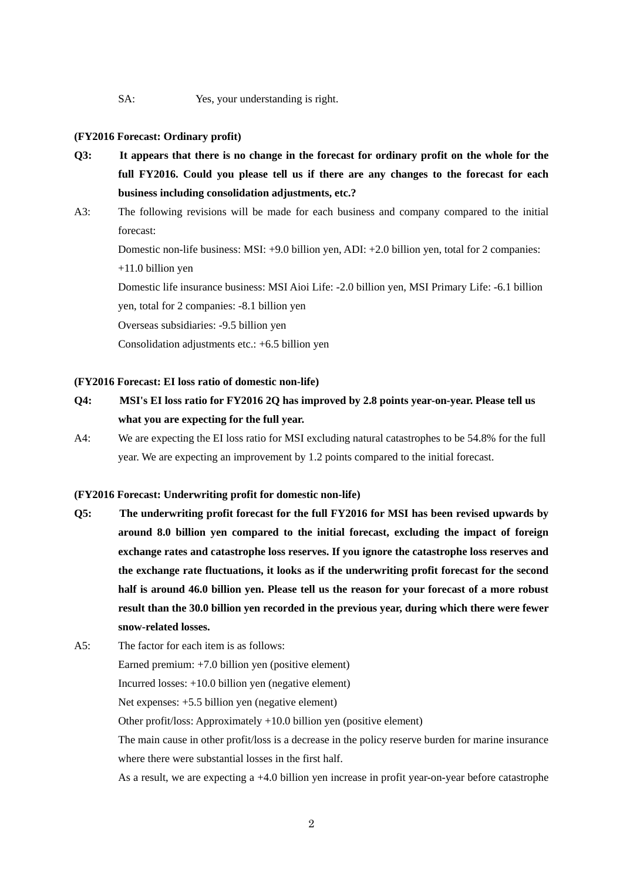SA: Yes, your understanding is right.

**(FY2016 Forecast: Ordinary profit)**

**Q3: It appears that there is no change in the forecast for ordinary profit on the whole for the full FY2016. Could you please tell us if there are any changes to the forecast for each business including consolidation adjustments, etc.?**

A3: The following revisions will be made for each business and company compared to the initial forecast:

Domestic non-life business: MSI: +9.0 billion yen, ADI: +2.0 billion yen, total for 2 companies: +11.0 billion yen

Domestic life insurance business: MSI Aioi Life: -2.0 billion yen, MSI Primary Life: -6.1 billion yen, total for 2 companies: -8.1 billion yen

Overseas subsidiaries: -9.5 billion yen

Consolidation adjustments etc.: +6.5 billion yen

**(FY2016 Forecast: EI loss ratio of domestic non-life)**

**Q4: MSI's EI loss ratio for FY2016 2Q has improved by 2.8 points year-on-year. Please tell us what you are expecting for the full year.**

A4: We are expecting the EI loss ratio for MSI excluding natural catastrophes to be 54.8% for the full year. We are expecting an improvement by 1.2 points compared to the initial forecast.

**(FY2016 Forecast: Underwriting profit for domestic non-life)**

**Q5: The underwriting profit forecast for the full FY2016 for MSI has been revised upwards by around 8.0 billion yen compared to the initial forecast, excluding the impact of foreign exchange rates and catastrophe loss reserves. If you ignore the catastrophe loss reserves and the exchange rate fluctuations, it looks as if the underwriting profit forecast for the second half is around 46.0 billion yen. Please tell us the reason for your forecast of a more robust result than the 30.0 billion yen recorded in the previous year, during which there were fewer snow-related losses.**

A5: The factor for each item is as follows:

Earned premium: +7.0 billion yen (positive element)

Incurred losses: +10.0 billion yen (negative element)

Net expenses: +5.5 billion yen (negative element)

Other profit/loss: Approximately +10.0 billion yen (positive element)

The main cause in other profit/loss is a decrease in the policy reserve burden for marine insurance where there were substantial losses in the first half.

As a result, we are expecting a +4.0 billion yen increase in profit year-on-year before catastrophe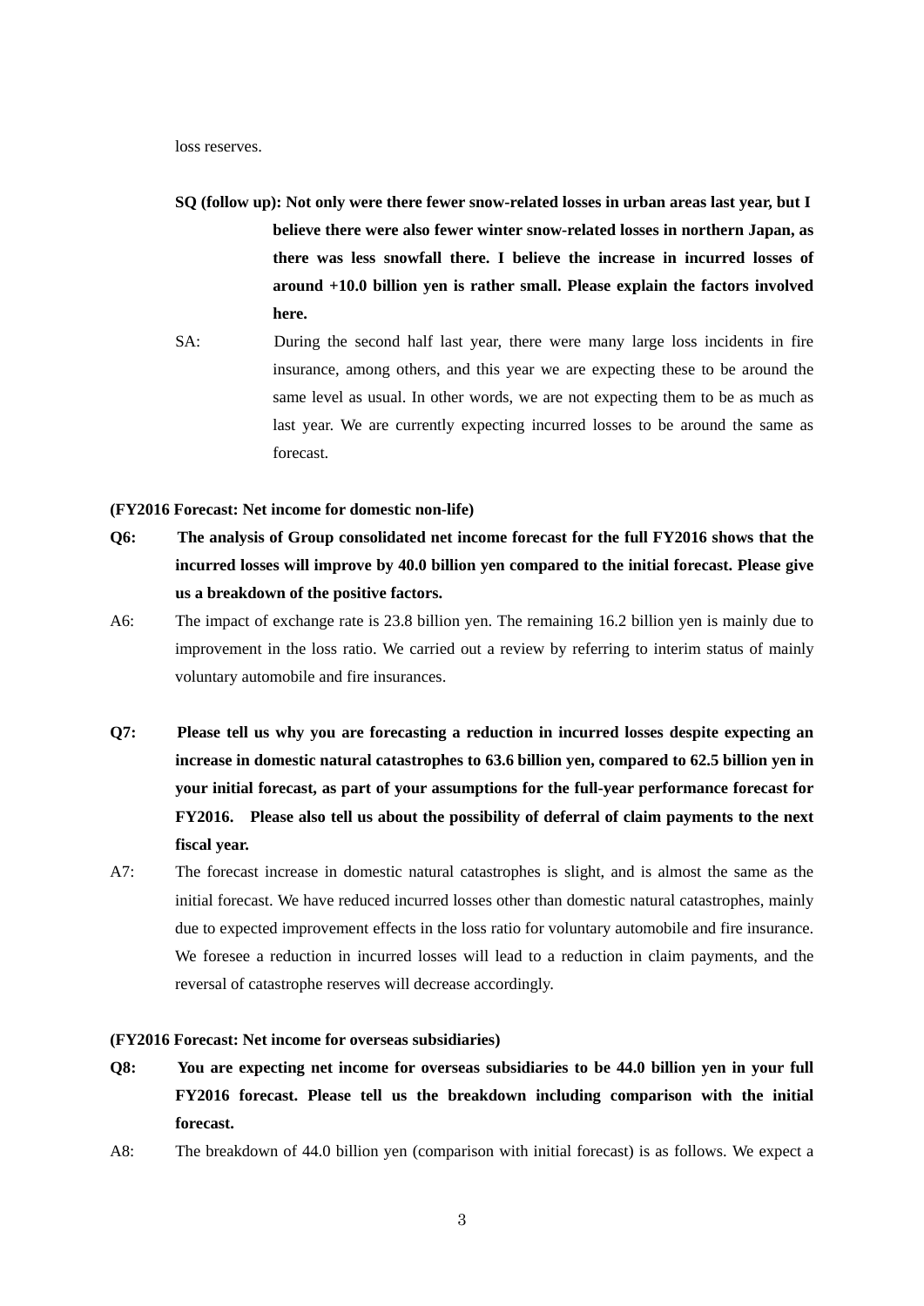loss reserves.

**SQ (follow up): Not only were there fewer snow-related losses in urban areas last year, but I believe there were also fewer winter snow-related losses in northern Japan, as there was less snowfall there. I believe the increase in incurred losses of around +10.0 billion yen is rather small. Please explain the factors involved here.**

SA: During the second half last year, there were many large loss incidents in fire insurance, among others, and this year we are expecting these to be around the same level as usual. In other words, we are not expecting them to be as much as last year. We are currently expecting incurred losses to be around the same as forecast.

**(FY2016 Forecast: Net income for domestic non-life)**

**Q6: The analysis of Group consolidated net income forecast for the full FY2016 shows that the incurred losses will improve by 40.0 billion yen compared to the initial forecast. Please give us a breakdown of the positive factors.**

A6: The impact of exchange rate is 23.8 billion yen. The remaining 16.2 billion yen is mainly due to improvement in the loss ratio. We carried out a review by referring to interim status of mainly voluntary automobile and fire insurances.

**Q7: Please tell us why you are forecasting a reduction in incurred losses despite expecting an increase in domestic natural catastrophes to 63.6 billion yen, compared to 62.5 billion yen in your initial forecast, as part of your assumptions for the full-year performance forecast for FY2016. Please also tell us about the possibility of deferral of claim payments to the next fiscal year.**

A7: The forecast increase in domestic natural catastrophes is slight, and is almost the same as the initial forecast. We have reduced incurred losses other than domestic natural catastrophes, mainly due to expected improvement effects in the loss ratio for voluntary automobile and fire insurance. We foresee a reduction in incurred losses will lead to a reduction in claim payments, and the reversal of catastrophe reserves will decrease accordingly.

**(FY2016 Forecast: Net income for overseas subsidiaries)**

**Q8: You are expecting net income for overseas subsidiaries to be 44.0 billion yen in your full FY2016 forecast. Please tell us the breakdown including comparison with the initial forecast.**

A8: The breakdown of 44.0 billion yen (comparison with initial forecast) is as follows. We expect a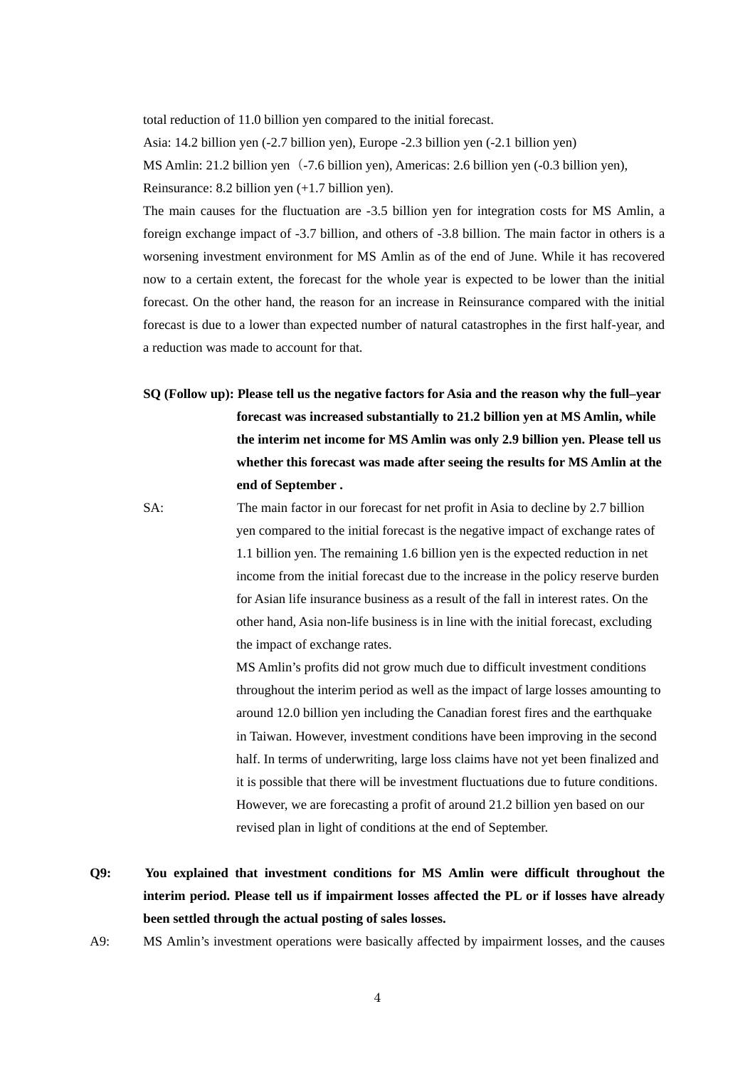total reduction of 11.0 billion yen compared to the initial forecast.

Asia: 14.2 billion yen (-2.7 billion yen), Europe -2.3 billion yen (-2.1 billion yen)

MS Amlin: 21.2 billion yen（-7.6 billion yen), Americas: 2.6 billion yen (-0.3 billion yen),

Reinsurance: 8.2 billion yen (+1.7 billion yen).

The main causes for the fluctuation are -3.5 billion yen for integration costs for MS Amlin, a foreign exchange impact of -3.7 billion, and others of -3.8 billion. The main factor in others is a worsening investment environment for MS Amlin as of the end of June. While it has recovered now to a certain extent, the forecast for the whole year is expected to be lower than the initial forecast. On the other hand, the reason for an increase in Reinsurance compared with the initial forecast is due to a lower than expected number of natural catastrophes in the first half-year, and a reduction was made to account for that.

**SQ (Follow up): Please tell us the negative factors for Asia and the reason why the full–year forecast was increased substantially to 21.2 billion yen at MS Amlin, while the interim net income for MS Amlin was only 2.9 billion yen. Please tell us whether this forecast was made after seeing the results for MS Amlin at the end of September .**

SA: The main factor in our forecast for net profit in Asia to decline by 2.7 billion yen compared to the initial forecast is the negative impact of exchange rates of 1.1 billion yen. The remaining 1.6 billion yen is the expected reduction in net income from the initial forecast due to the increase in the policy reserve burden for Asian life insurance business as a result of the fall in interest rates. On the other hand, Asia non-life business is in line with the initial forecast, excluding the impact of exchange rates.

MS Amlin's profits did not grow much due to difficult investment conditions throughout the interim period as well as the impact of large losses amounting to around 12.0 billion yen including the Canadian forest fires and the earthquake in Taiwan. However, investment conditions have been improving in the second half. In terms of underwriting, large loss claims have not yet been finalized and it is possible that there will be investment fluctuations due to future conditions. However, we are forecasting a profit of around 21.2 billion yen based on our revised plan in light of conditions at the end of September.

**Q9: You explained that investment conditions for MS Amlin were difficult throughout the interim period. Please tell us if impairment losses affected the PL or if losses have already been settled through the actual posting of sales losses.**

A9: MS Amlin's investment operations were basically affected by impairment losses, and the causes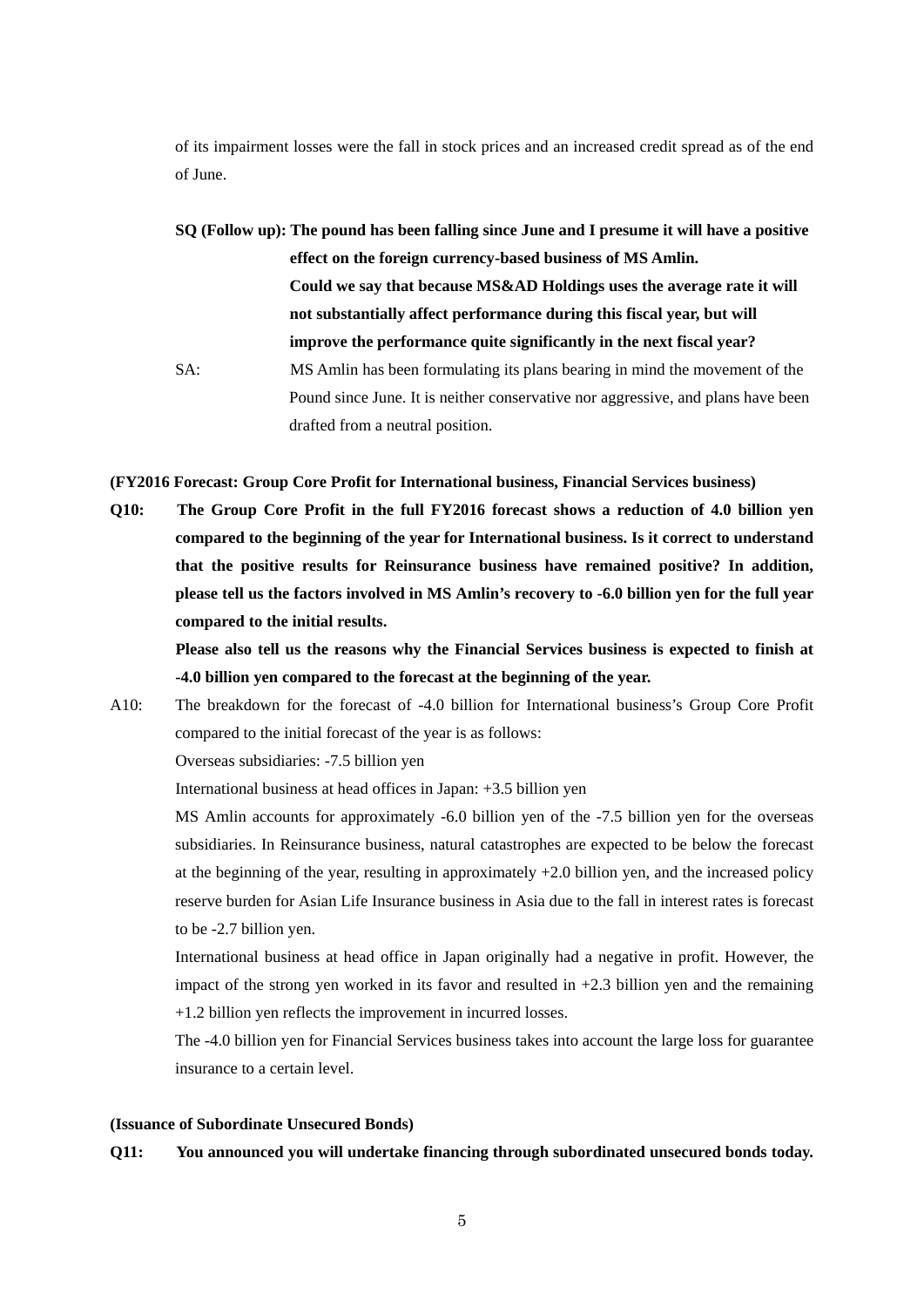of its impairment losses were the fall in stock prices and an increased credit spread as of the end of June.

**SQ (Follow up): The pound has been falling since June and I presume it will have a positive effect on the foreign currency-based business of MS Amlin. Could we say that because MS&AD Holdings uses the average rate it will not substantially affect performance during this fiscal year, but will improve the performance quite significantly in the next fiscal year?**

SA: MS Amlin has been formulating its plans bearing in mind the movement of the Pound since June. It is neither conservative nor aggressive, and plans have been drafted from a neutral position.

**(FY2016 Forecast: Group Core Profit for International business, Financial Services business)**

**Q10: The Group Core Profit in the full FY2016 forecast shows a reduction of 4.0 billion yen compared to the beginning of the year for International business. Is it correct to understand that the positive results for Reinsurance business have remained positive? In addition, please tell us the factors involved in MS Amlin's recovery to -6.0 billion yen for the full year compared to the initial results.**

**Please also tell us the reasons why the Financial Services business is expected to finish at -4.0 billion yen compared to the forecast at the beginning of the year.**

A10: The breakdown for the forecast of -4.0 billion for International business's Group Core Profit compared to the initial forecast of the year is as follows:

Overseas subsidiaries: -7.5 billion yen

International business at head offices in Japan: +3.5 billion yen

MS Amlin accounts for approximately -6.0 billion yen of the -7.5 billion yen for the overseas subsidiaries. In Reinsurance business, natural catastrophes are expected to be below the forecast at the beginning of the year, resulting in approximately +2.0 billion yen, and the increased policy reserve burden for Asian Life Insurance business in Asia due to the fall in interest rates is forecast to be -2.7 billion yen.

International business at head office in Japan originally had a negative in profit. However, the impact of the strong yen worked in its favor and resulted in +2.3 billion yen and the remaining +1.2 billion yen reflects the improvement in incurred losses.

The -4.0 billion yen for Financial Services business takes into account the large loss for guarantee insurance to a certain level.

**(Issuance of Subordinate Unsecured Bonds)**

**Q11: You announced you will undertake financing through subordinated unsecured bonds today.**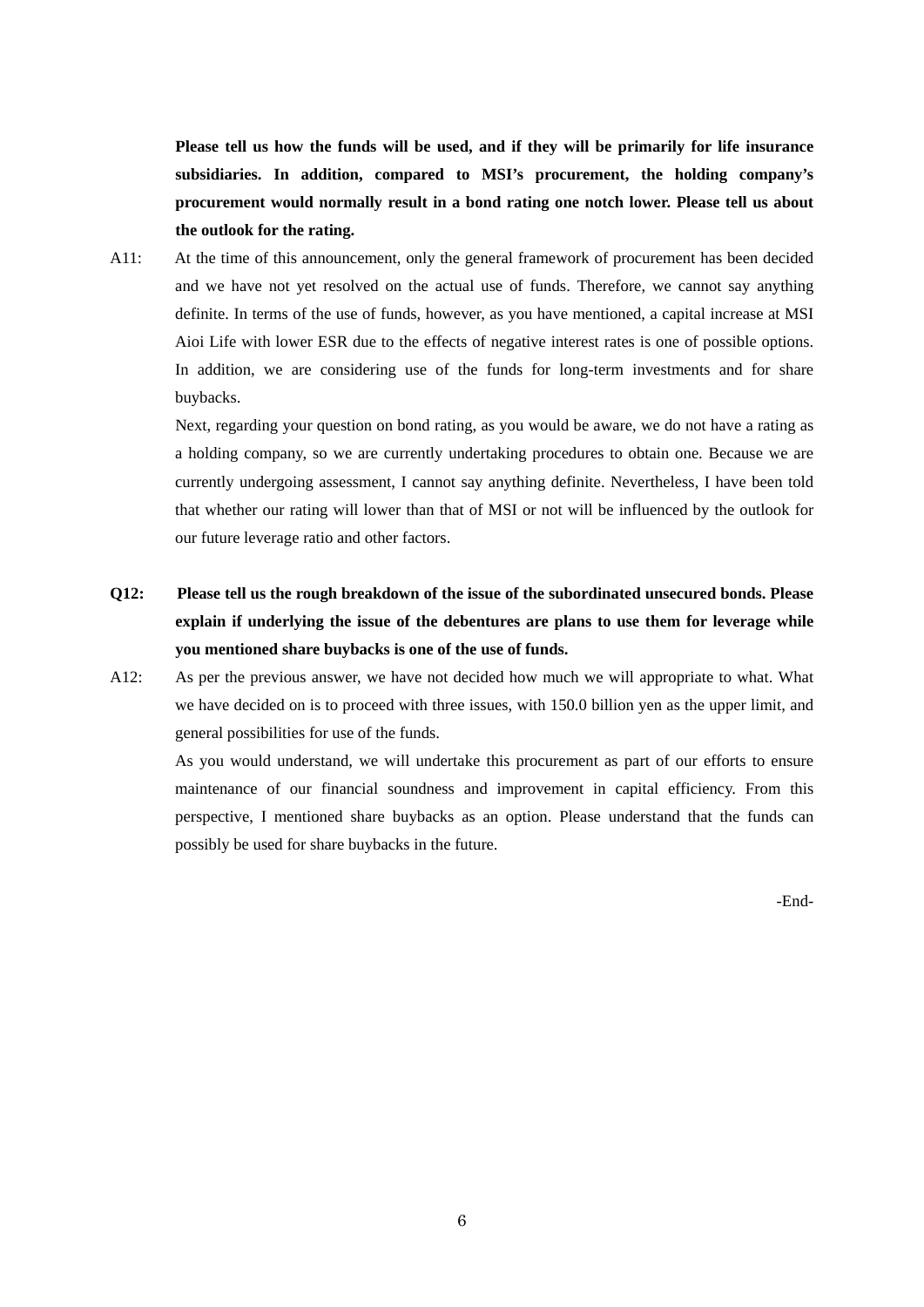**Please tell us how the funds will be used, and if they will be primarily for life insurance subsidiaries. In addition, compared to MSI's procurement, the holding company's procurement would normally result in a bond rating one notch lower. Please tell us about the outlook for the rating.**

A11: At the time of this announcement, only the general framework of procurement has been decided and we have not yet resolved on the actual use of funds. Therefore, we cannot say anything definite. In terms of the use of funds, however, as you have mentioned, a capital increase at MSI Aioi Life with lower ESR due to the effects of negative interest rates is one of possible options. In addition, we are considering use of the funds for long-term investments and for share buybacks.

Next, regarding your question on bond rating, as you would be aware, we do not have a rating as a holding company, so we are currently undertaking procedures to obtain one. Because we are currently undergoing assessment, I cannot say anything definite. Nevertheless, I have been told that whether our rating will lower than that of MSI or not will be influenced by the outlook for our future leverage ratio and other factors.

**Q12: Please tell us the rough breakdown of the issue of the subordinated unsecured bonds. Please explain if underlying the issue of the debentures are plans to use them for leverage while you mentioned share buybacks is one of the use of funds.**

A12: As per the previous answer, we have not decided how much we will appropriate to what. What we have decided on is to proceed with three issues, with 150.0 billion yen as the upper limit, and general possibilities for use of the funds.

As you would understand, we will undertake this procurement as part of our efforts to ensure maintenance of our financial soundness and improvement in capital efficiency. From this perspective, I mentioned share buybacks as an option. Please understand that the funds can possibly be used for share buybacks in the future.

-End-